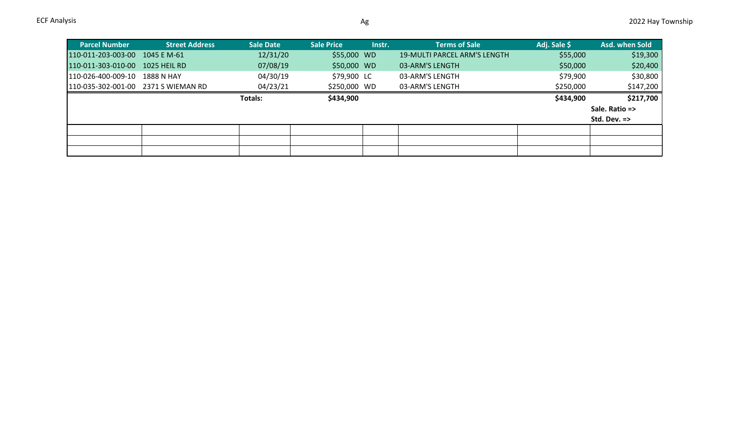ECF Analysis

Ag

2022 Hay Township

| Parcel Number | Street Address | Sale Date | Sale Price | Instr. | Terms of Sale | Adj. Sale $ | Asd. when Sold |
|---|---|---|---|---|---|---|---|
| 110-011-203-003-00 | 1045 E M-61 | 12/31/20 | $55,000 | WD | 19-MULTI PARCEL ARM'S LENGTH | $55,000 | $19,300 |
| 110-011-303-010-00 | 1025 HEIL RD | 07/08/19 | $50,000 | WD | 03-ARM'S LENGTH | $50,000 | $20,400 |
| 110-026-400-009-10 | 1888 N HAY | 04/30/19 | $79,900 | LC | 03-ARM'S LENGTH | $79,900 | $30,800 |
| 110-035-302-001-00 | 2371 S WIEMAN RD | 04/23/21 | $250,000 | WD | 03-ARM'S LENGTH | $250,000 | $147,200 |
| | | **Totals:** | **$434,900** | | | **$434,900** | **$217,700** |
| | | | | | | | **Sale. Ratio =>** |
| | | | | | | | **Std. Dev. =>** |
| | | | | | | | |
| | | | | | | | |
| | | | | | | | |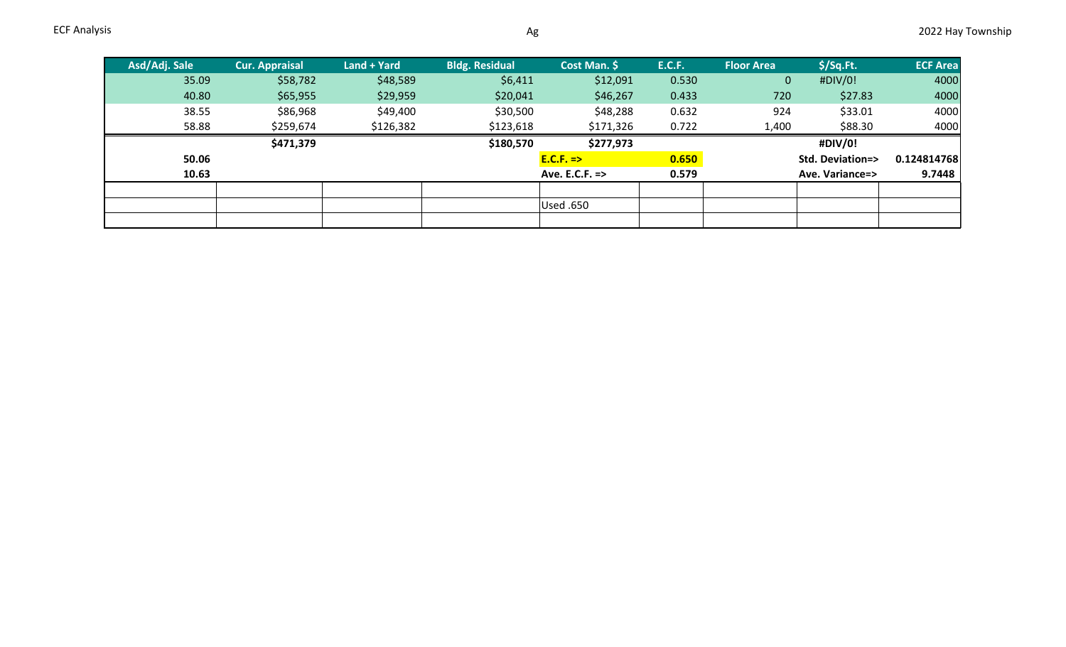| Asd/Adj. Sale | Cur. Appraisal | Land + Yard | Bldg. Residual | Cost Man. $ | E.C.F. | Floor Area | $/Sq.Ft. | ECF Area |
|---|---|---|---|---|---|---|---|---|
| 35.09 | $58,782 | $48,589 | $6,411 | $12,091 | 0.530 | 0 | #DIV/0! | 4000 |
| 40.80 | $65,955 | $29,959 | $20,041 | $46,267 | 0.433 | 720 | $27.83 | 4000 |
| 38.55 | $86,968 | $49,400 | $30,500 | $48,288 | 0.632 | 924 | $33.01 | 4000 |
| 58.88 | $259,674 | $126,382 | $123,618 | $171,326 | 0.722 | 1,400 | $88.30 | 4000 |
| | **$471,379** | | **$180,570** | **$277,973** | | | **#DIV/0!** | |
| **50.06** | | | | **E.C.F. =>** | **0.650** | | **Std. Deviation=>** | **0.124814768** |
| **10.63** | | | | **Ave. E.C.F. =>** | **0.579** | | **Ave. Variance=>** | **9.7448** |
| | | | | | | | | |
| | | | | Used .650 | | | | |
| | | | | | | | | |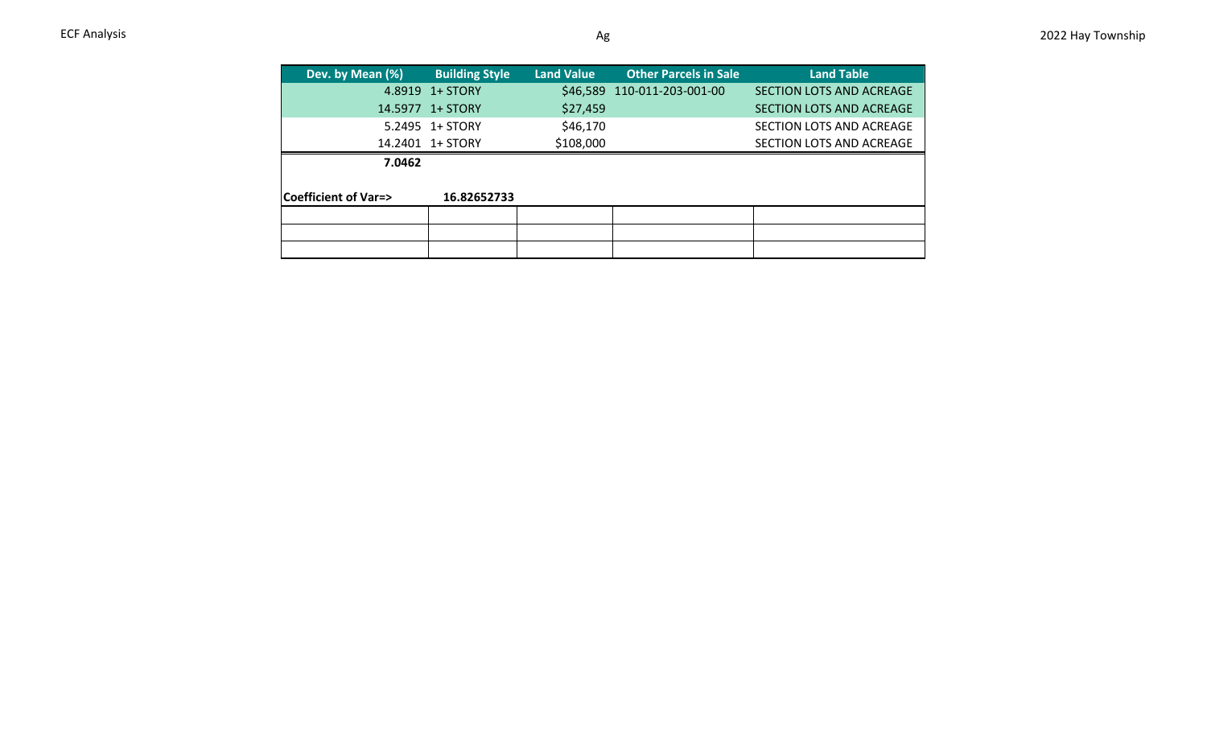| Dev. by Mean (%) | Building Style | Land Value | Other Parcels in Sale | Land Table |
|---|---|---|---|---|
| 4.8919 | 1+ STORY | $46,589 | 110-011-203-001-00 | SECTION LOTS AND ACREAGE |
| 14.5977 | 1+ STORY | $27,459 | | SECTION LOTS AND ACREAGE |
| 5.2495 | 1+ STORY | $46,170 | | SECTION LOTS AND ACREAGE |
| 14.2401 | 1+ STORY | $108,000 | | SECTION LOTS AND ACREAGE |
| **7.0462** | | | | |
| **Coefficient of Var=>** | **16.82652733** | | | |
| | | | | |
| | | | | |
| | | | | |